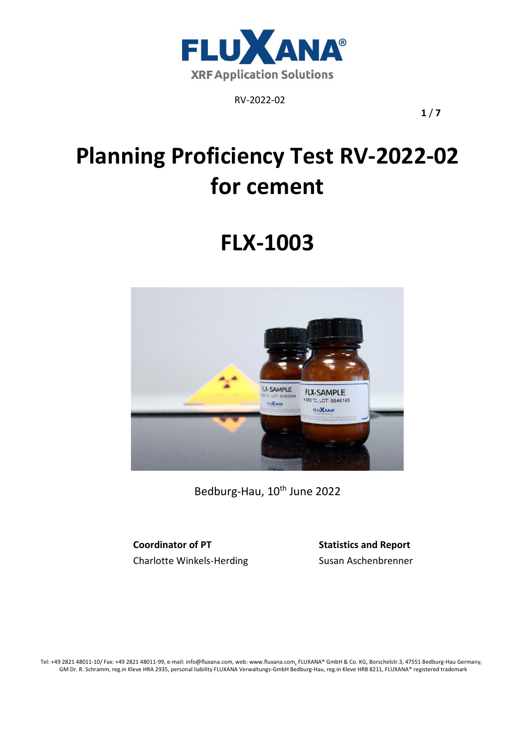RV-2022-02

# Planning Proficiency Test RV-2022-02 for cement

# FLX-1003

Bedburg-Hau, 10th June 2022

**Coordinator of PT**
Charlotte Winkels-Herding

**Statistics and Report**
Susan Aschenbrenner

Tel: +49 2821 48011-10/ Fax: +49 2821 48011-99, e-mail: info@fluxana.com, web: www.fluxana.com, FLUXANA® GmbH & Co. KG, Borschelstr.3, 47551 Bedburg-Hau Germany, GM Dr. R. Schramm, reg.in Kleve HRA 2935, personal liability FLUXANA Verwaltungs-GmbH Bedburg-Hau, reg.in Kleve HRB 8211, FLUXANA® registered trademark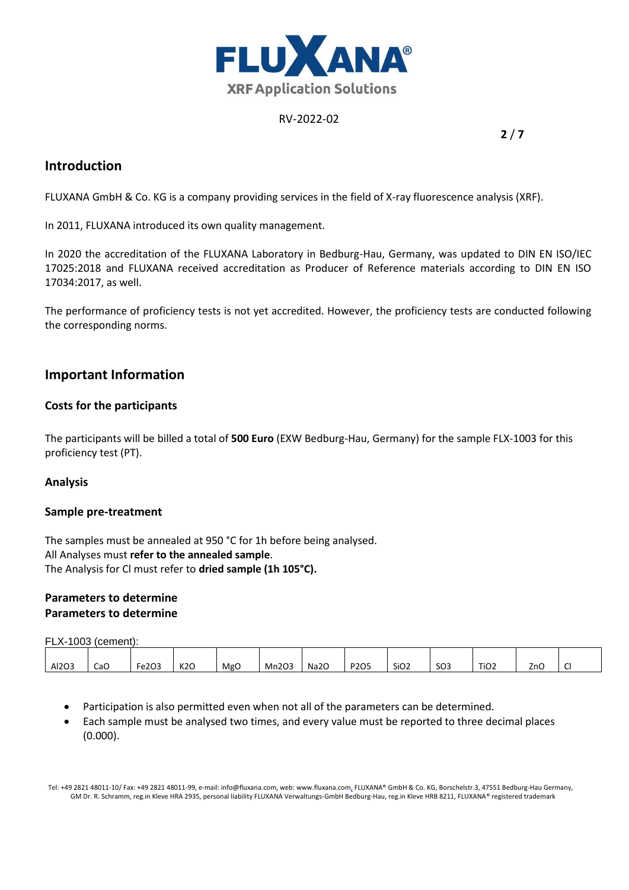## Introduction

FLUXANA GmbH & Co. KG is a company providing services in the field of X-ray fluorescence analysis (XRF).

In 2011, FLUXANA introduced its own quality management.

In 2020 the accreditation of the FLUXANA Laboratory in Bedburg-Hau, Germany, was updated to DIN EN ISO/IEC 17025:2018 and FLUXANA received accreditation as Producer of Reference materials according to DIN EN ISO 17034:2017, as well.

The performance of proficiency tests is not yet accredited. However, the proficiency tests are conducted following the corresponding norms.

## Important Information

### Costs for the participants

The participants will be billed a total of **500 Euro** (EXW Bedburg-Hau, Germany) for the sample FLX-1003 for this proficiency test (PT).

### Analysis

### Sample pre-treatment

The samples must be annealed at 950 °C for 1h before being analysed.
All Analyses must **refer to the annealed sample**.
The Analysis for Cl must refer to **dried sample (1h 105°C).**

### Parameters to determine
### Parameters to determine

FLX-1003 (cement):

| $Al_2O_3$ | $CaO$ | $Fe_2O_3$ | $K_2O$ | $MgO$ | $Mn_2O_3$ | $Na_2O$ | $P_2O_5$ | $SiO_2$ | $SO_3$ | $TiO_2$ | $ZnO$ | Cl |
|---|---|---|---|---|---|---|---|---|---|---|---|---|

- Participation is also permitted even when not all of the parameters can be determined.
- Each sample must be analysed two times, and every value must be reported to three decimal places (0.000).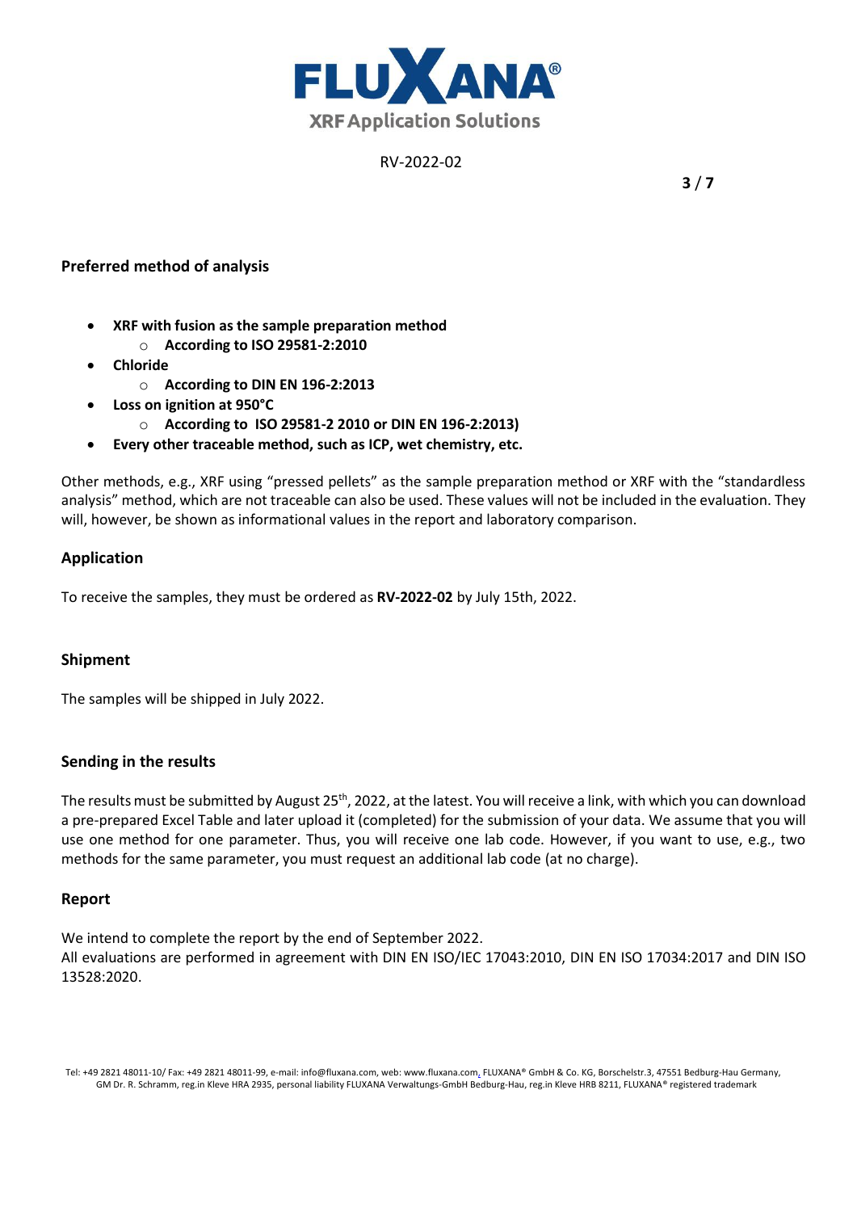## Preferred method of analysis

- **XRF with fusion as the sample preparation method**
  - **According to ISO 29581-2:2010**
- **Chloride**
  - **According to DIN EN 196-2:2013**
- **Loss on ignition at 950°C**
  - **According to ISO 29581-2 2010 or DIN EN 196-2:2013)**
- **Every other traceable method, such as ICP, wet chemistry, etc.**

Other methods, e.g., XRF using "pressed pellets" as the sample preparation method or XRF with the "standardless analysis" method, which are not traceable can also be used. These values will not be included in the evaluation. They will, however, be shown as informational values in the report and laboratory comparison.

## Application

To receive the samples, they must be ordered as **RV-2022-02** by July 15th, 2022.

## Shipment

The samples will be shipped in July 2022.

## Sending in the results

The results must be submitted by August 25th, 2022, at the latest. You will receive a link, with which you can download a pre-prepared Excel Table and later upload it (completed) for the submission of your data. We assume that you will use one method for one parameter. Thus, you will receive one lab code. However, if you want to use, e.g., two methods for the same parameter, you must request an additional lab code (at no charge).

## Report

We intend to complete the report by the end of September 2022.
All evaluations are performed in agreement with DIN EN ISO/IEC 17043:2010, DIN EN ISO 17034:2017 and DIN ISO 13528:2020.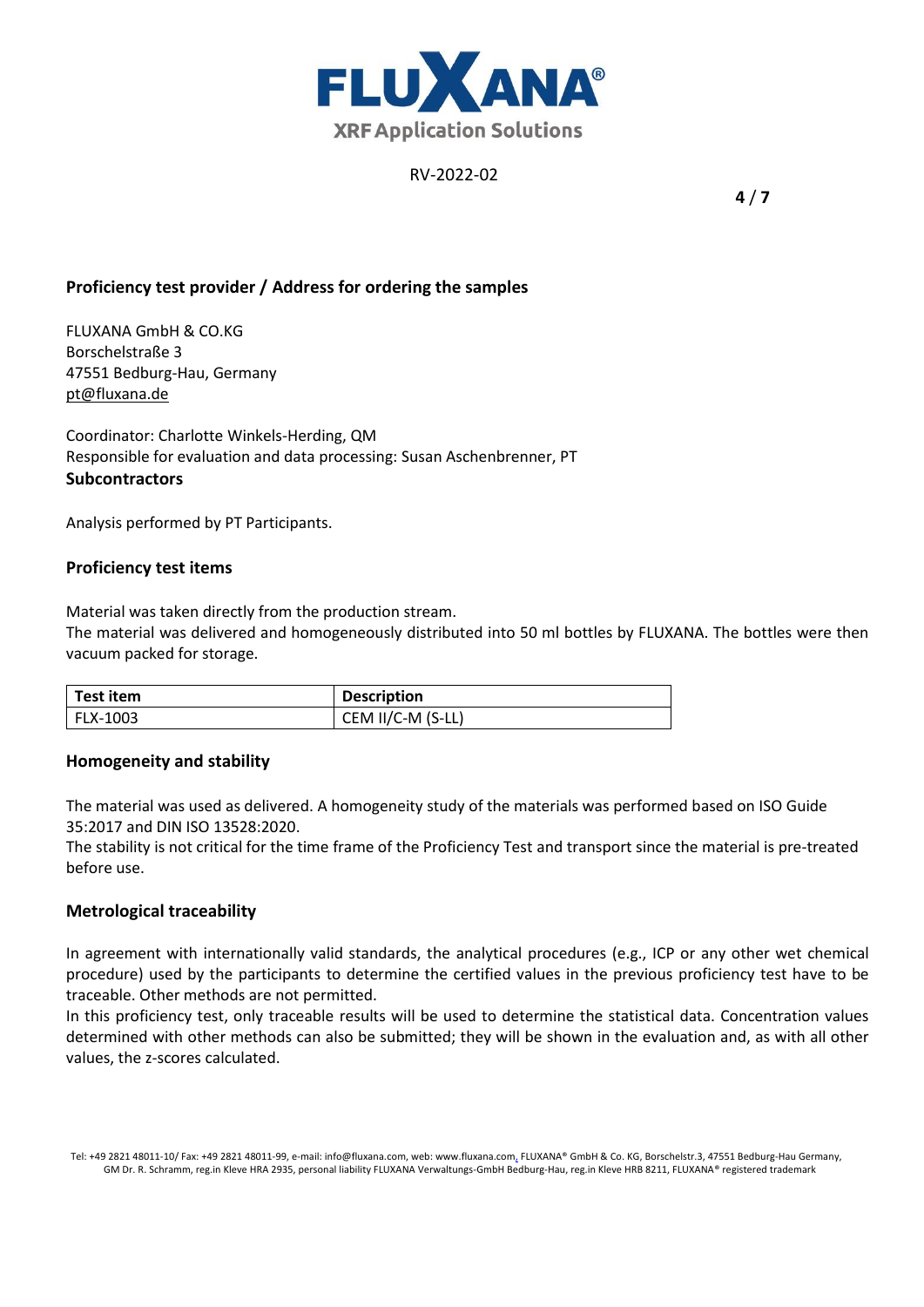## Proficiency test provider / Address for ordering the samples

FLUXANA GmbH & CO.KG
Borschelstraße 3
47551 Bedburg-Hau, Germany
pt@fluxana.de

Coordinator: Charlotte Winkels-Herding, QM
Responsible for evaluation and data processing: Susan Aschenbrenner, PT

## Subcontractors

Analysis performed by PT Participants.

## Proficiency test items

Material was taken directly from the production stream.
The material was delivered and homogeneously distributed into 50 ml bottles by FLUXANA. The bottles were then vacuum packed for storage.

| Test item | Description |
|---|---|
| FLX-1003 | CEM II/C-M (S-LL) |

## Homogeneity and stability

The material was used as delivered. A homogeneity study of the materials was performed based on ISO Guide 35:2017 and DIN ISO 13528:2020.
The stability is not critical for the time frame of the Proficiency Test and transport since the material is pre-treated before use.

## Metrological traceability

In agreement with internationally valid standards, the analytical procedures (e.g., ICP or any other wet chemical procedure) used by the participants to determine the certified values in the previous proficiency test have to be traceable. Other methods are not permitted.
In this proficiency test, only traceable results will be used to determine the statistical data. Concentration values determined with other methods can also be submitted; they will be shown in the evaluation and, as with all other values, the z-scores calculated.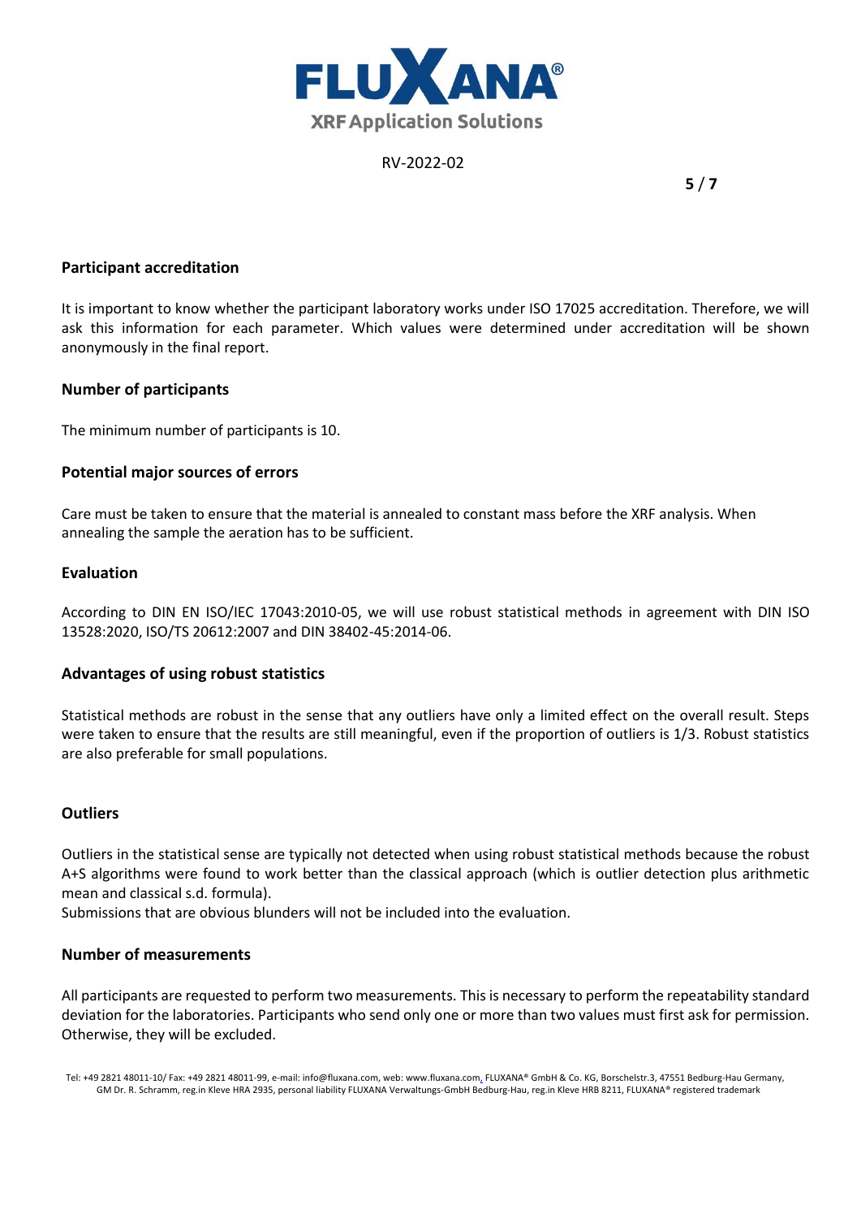## Participant accreditation

It is important to know whether the participant laboratory works under ISO 17025 accreditation. Therefore, we will ask this information for each parameter. Which values were determined under accreditation will be shown anonymously in the final report.

## Number of participants

The minimum number of participants is 10.

## Potential major sources of errors

Care must be taken to ensure that the material is annealed to constant mass before the XRF analysis. When annealing the sample the aeration has to be sufficient.

## Evaluation

According to DIN EN ISO/IEC 17043:2010-05, we will use robust statistical methods in agreement with DIN ISO 13528:2020, ISO/TS 20612:2007 and DIN 38402-45:2014-06.

## Advantages of using robust statistics

Statistical methods are robust in the sense that any outliers have only a limited effect on the overall result. Steps were taken to ensure that the results are still meaningful, even if the proportion of outliers is 1/3. Robust statistics are also preferable for small populations.

## Outliers

Outliers in the statistical sense are typically not detected when using robust statistical methods because the robust A+S algorithms were found to work better than the classical approach (which is outlier detection plus arithmetic mean and classical s.d. formula).

Submissions that are obvious blunders will not be included into the evaluation.

## Number of measurements

All participants are requested to perform two measurements. This is necessary to perform the repeatability standard deviation for the laboratories. Participants who send only one or more than two values must first ask for permission. Otherwise, they will be excluded.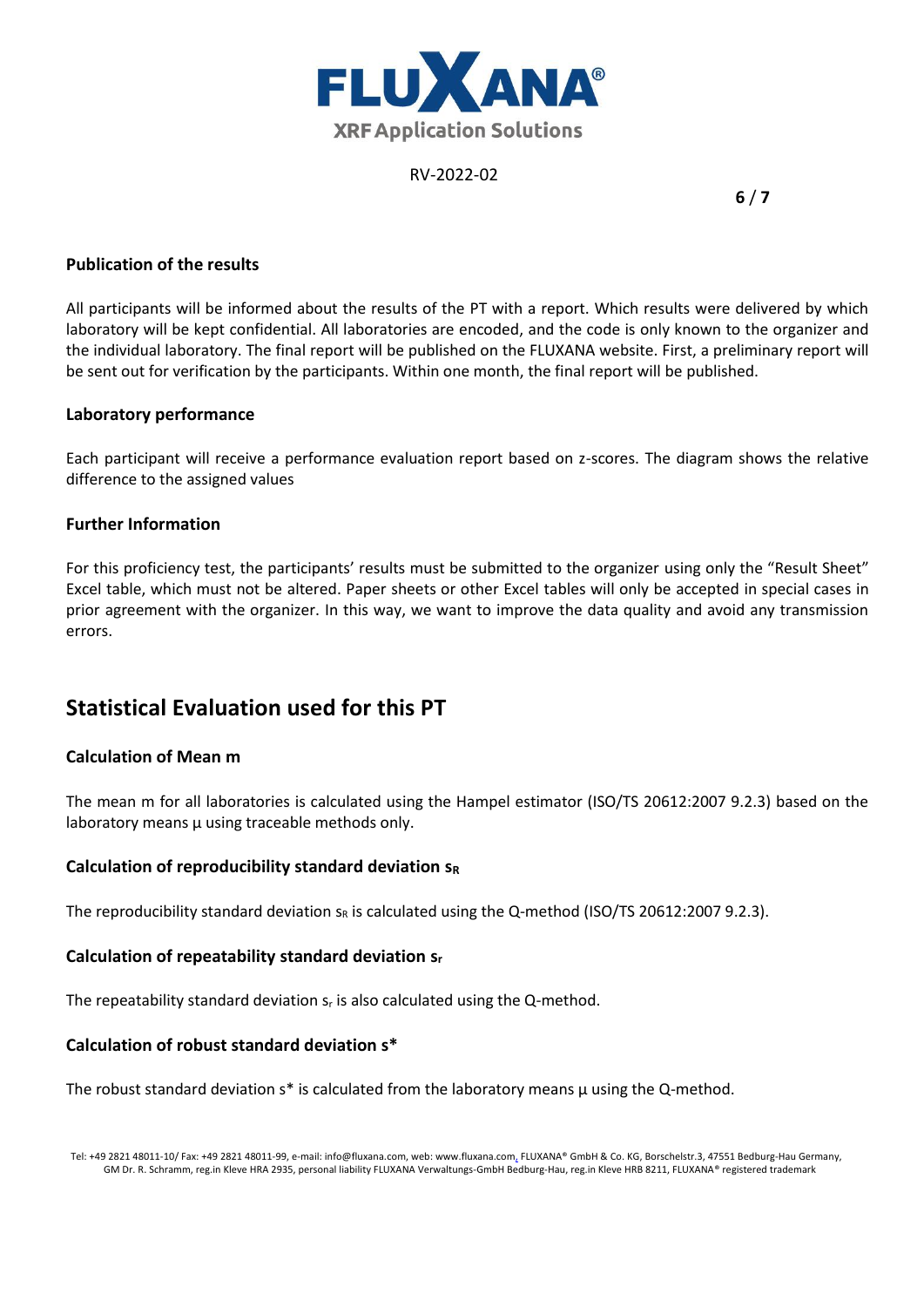### Publication of the results

All participants will be informed about the results of the PT with a report. Which results were delivered by which laboratory will be kept confidential. All laboratories are encoded, and the code is only known to the organizer and the individual laboratory. The final report will be published on the FLUXANA website. First, a preliminary report will be sent out for verification by the participants. Within one month, the final report will be published.

### Laboratory performance

Each participant will receive a performance evaluation report based on z-scores. The diagram shows the relative difference to the assigned values

### Further Information

For this proficiency test, the participants' results must be submitted to the organizer using only the "Result Sheet" Excel table, which must not be altered. Paper sheets or other Excel tables will only be accepted in special cases in prior agreement with the organizer. In this way, we want to improve the data quality and avoid any transmission errors.

## Statistical Evaluation used for this PT

### Calculation of Mean m

The mean m for all laboratories is calculated using the Hampel estimator (ISO/TS 20612:2007 9.2.3) based on the laboratory means µ using traceable methods only.

### Calculation of reproducibility standard deviation $s_R$

The reproducibility standard deviation $s_R$ is calculated using the Q-method (ISO/TS 20612:2007 9.2.3).

### Calculation of repeatability standard deviation $s_r$

The repeatability standard deviation $s_r$ is also calculated using the Q-method.

### Calculation of robust standard deviation s*

The robust standard deviation s* is calculated from the laboratory means µ using the Q-method.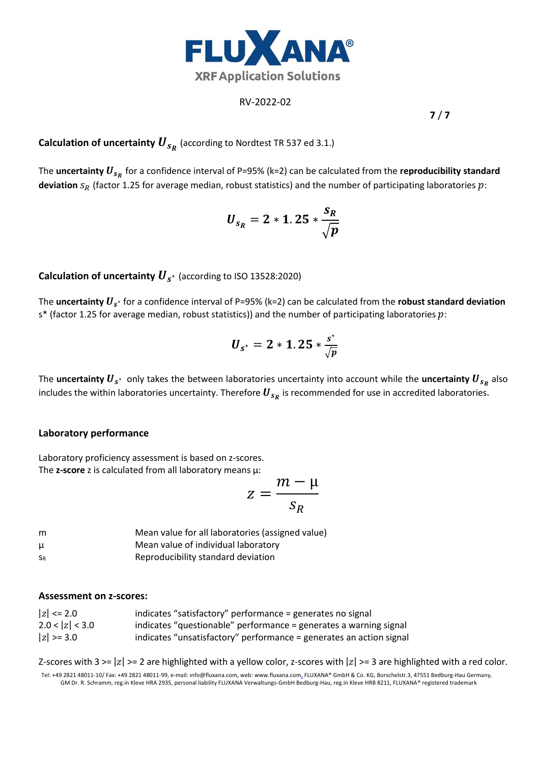**Calculation of uncertainty $U_{s_R}$** (according to Nordtest TR 537 ed 3.1.)

The **uncertainty $U_{s_R}$** for a confidence interval of P=95% (k=2) can be calculated from the **reproducibility standard deviation** $s_R$ (factor 1.25 for average median, robust statistics) and the number of participating laboratories $p$:

$$U_{s_R} = 2 * 1.25 * \frac{s_R}{\sqrt{p}}$$

**Calculation of uncertainty $U_{s^*}$** (according to ISO 13528:2020)

The **uncertainty $U_{s^*}$** for a confidence interval of P=95% (k=2) can be calculated from the **robust standard deviation** s* (factor 1.25 for average median, robust statistics)) and the number of participating laboratories $p$:

$$U_{s^*} = 2 * 1.25 * \frac{s^*}{\sqrt{p}}$$

The **uncertainty $U_{s^*}$** only takes the between laboratories uncertainty into account while the **uncertainty $U_{s_R}$** also includes the within laboratories uncertainty. Therefore $U_{s_R}$ is recommended for use in accredited laboratories.

**Laboratory performance**

Laboratory proficiency assessment is based on z-scores.
The **z-score** z is calculated from all laboratory means µ:

$$z = \frac{m - \mu}{s_R}$$

| | |
|---|---|
| m | Mean value for all laboratories (assigned value) |
| µ | Mean value of individual laboratory |
| $s_R$ | Reproducibility standard deviation |

**Assessment on z-scores:**

| | |
|---|---|
| $\lvert z \rvert$ <= 2.0 | indicates "satisfactory" performance = generates no signal |
| 2.0 < $\lvert z \rvert$ < 3.0 | indicates "questionable" performance = generates a warning signal |
| $\lvert z \rvert$ >= 3.0 | indicates "unsatisfactory" performance = generates an action signal |

Z-scores with 3 >= $\lvert z \rvert$ >= 2 are highlighted with a yellow color, z-scores with $\lvert z \rvert$ >= 3 are highlighted with a red color.